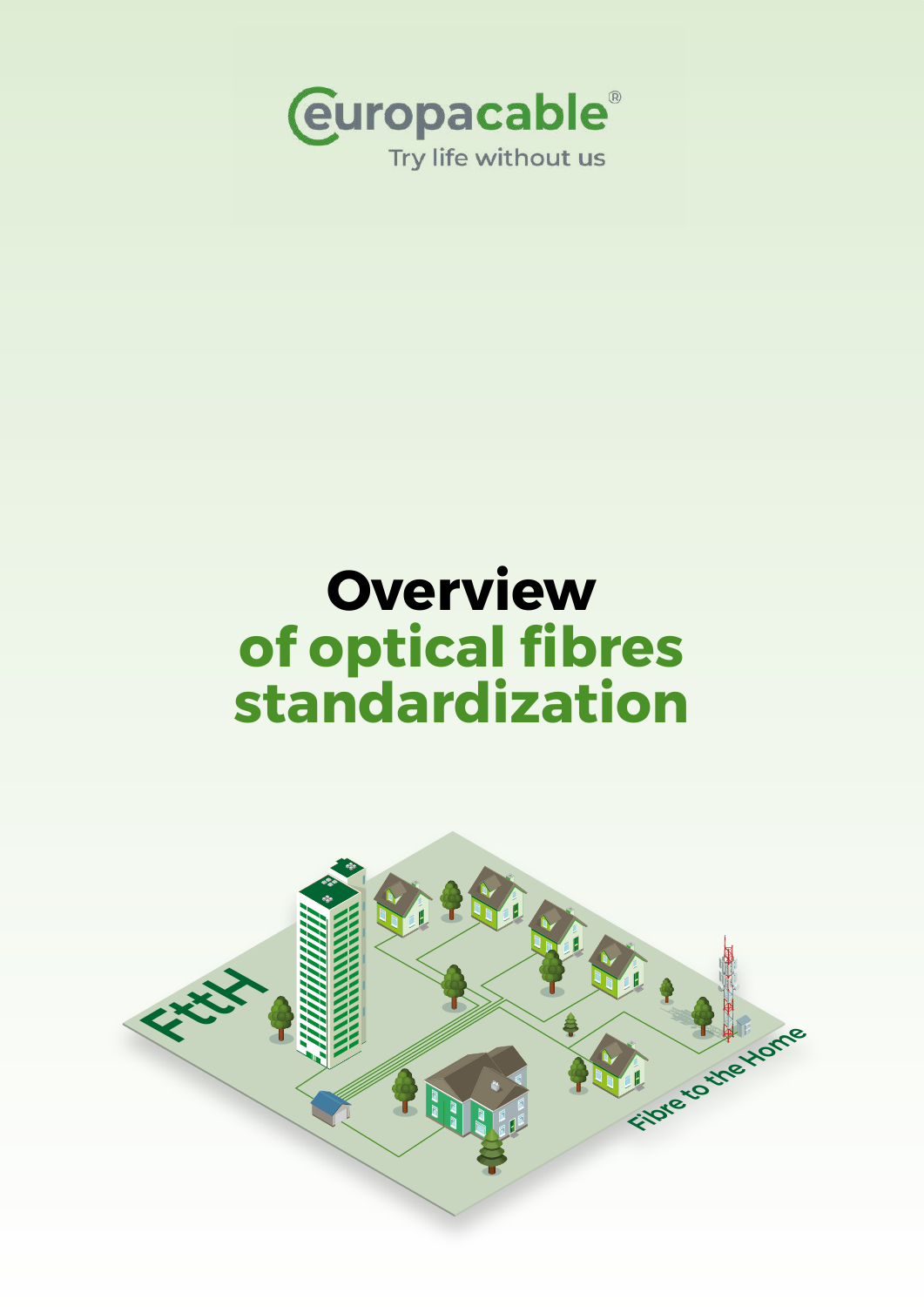europacable®

Try life without us

# Overview of optical fibres standardization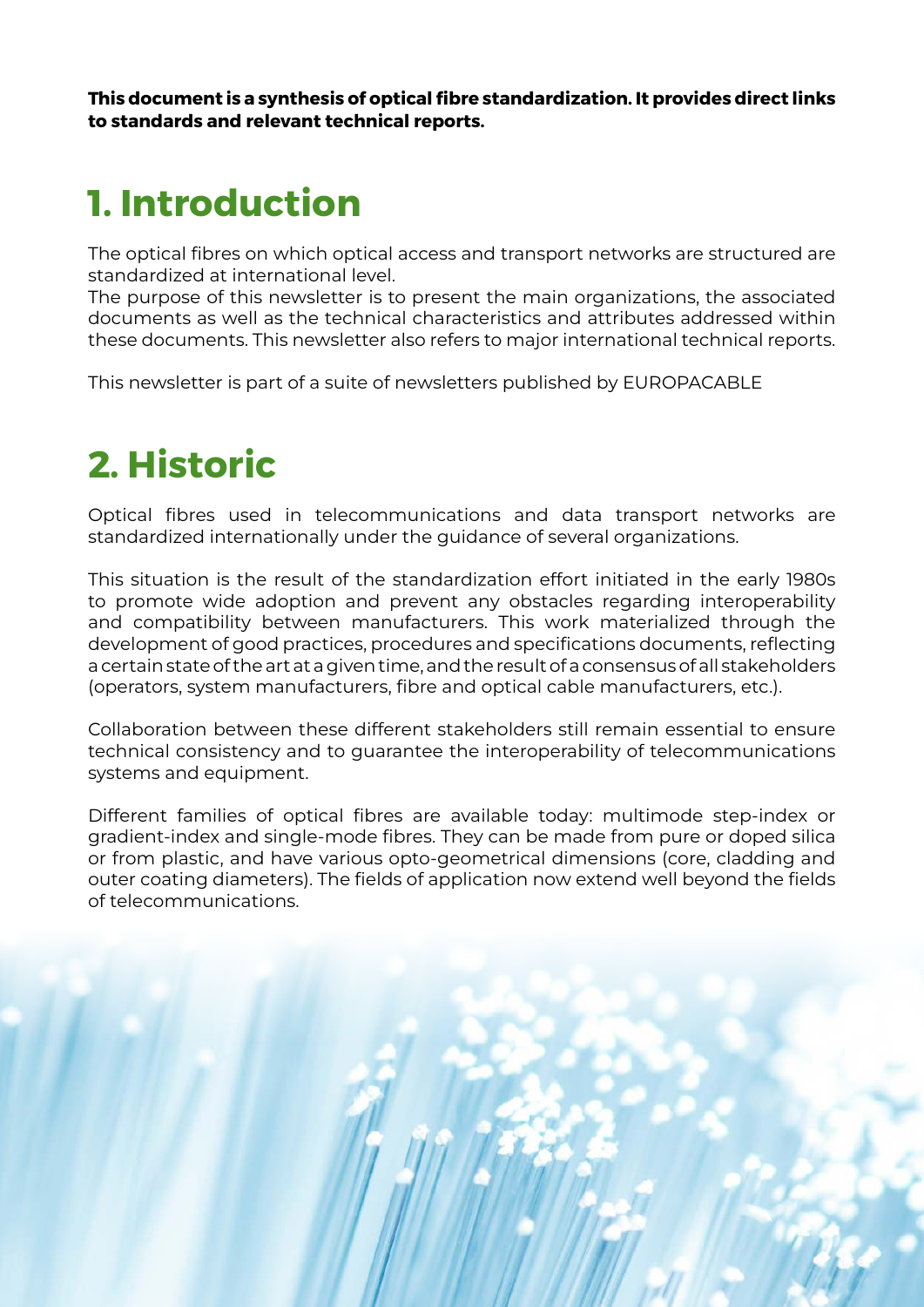**This document is a synthesis of optical fibre standardization. It provides direct links to standards and relevant technical reports.**

# 1. Introduction

The optical fibres on which optical access and transport networks are structured are standardized at international level.
The purpose of this newsletter is to present the main organizations, the associated documents as well as the technical characteristics and attributes addressed within these documents. This newsletter also refers to major international technical reports.

This newsletter is part of a suite of newsletters published by EUROPACABLE

# 2. Historic

Optical fibres used in telecommunications and data transport networks are standardized internationally under the guidance of several organizations.

This situation is the result of the standardization effort initiated in the early 1980s to promote wide adoption and prevent any obstacles regarding interoperability and compatibility between manufacturers. This work materialized through the development of good practices, procedures and specifications documents, reflecting a certain state of the art at a given time, and the result of a consensus of all stakeholders (operators, system manufacturers, fibre and optical cable manufacturers, etc.).

Collaboration between these different stakeholders still remain essential to ensure technical consistency and to guarantee the interoperability of telecommunications systems and equipment.

Different families of optical fibres are available today: multimode step-index or gradient-index and single-mode fibres. They can be made from pure or doped silica or from plastic, and have various opto-geometrical dimensions (core, cladding and outer coating diameters). The fields of application now extend well beyond the fields of telecommunications.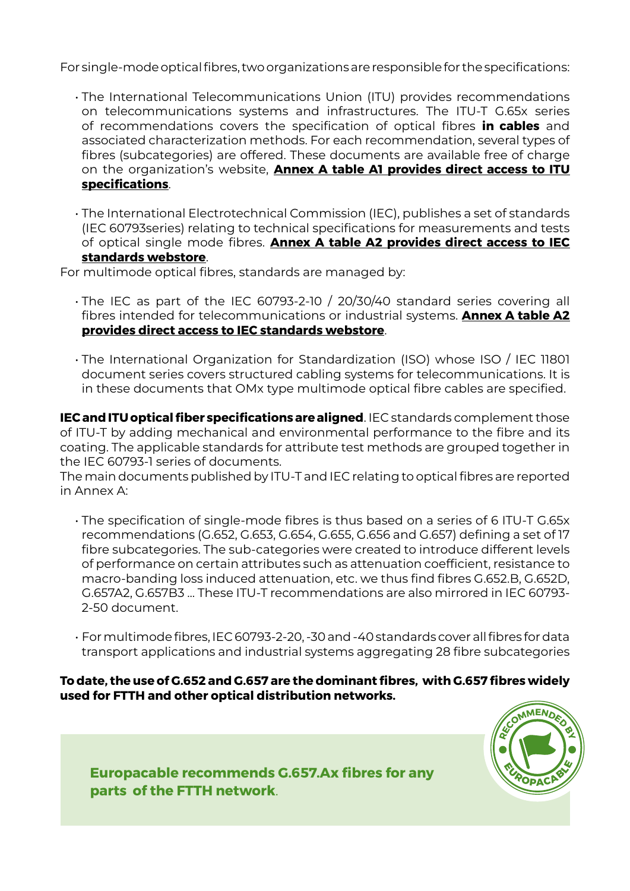For single-mode optical fibres, two organizations are responsible for the specifications:

- The International Telecommunications Union (ITU) provides recommendations on telecommunications systems and infrastructures. The ITU-T G.65x series of recommendations covers the specification of optical fibres **in cables** and associated characterization methods. For each recommendation, several types of fibres (subcategories) are offered. These documents are available free of charge on the organization's website, **Annex A table A1 provides direct access to ITU specifications**.

- The International Electrotechnical Commission (IEC), publishes a set of standards (IEC 60793series) relating to technical specifications for measurements and tests of optical single mode fibres. **Annex A table A2 provides direct access to IEC standards webstore**.

For multimode optical fibres, standards are managed by:

- The IEC as part of the IEC 60793-2-10 / 20/30/40 standard series covering all fibres intended for telecommunications or industrial systems. **Annex A table A2 provides direct access to IEC standards webstore**.

- The International Organization for Standardization (ISO) whose ISO / IEC 11801 document series covers structured cabling systems for telecommunications. It is in these documents that OMx type multimode optical fibre cables are specified.

**IEC and ITU optical fiber specifications are aligned**. IEC standards complement those of ITU-T by adding mechanical and environmental performance to the fibre and its coating. The applicable standards for attribute test methods are grouped together in the IEC 60793-1 series of documents.

The main documents published by ITU-T and IEC relating to optical fibres are reported in Annex A:

- The specification of single-mode fibres is thus based on a series of 6 ITU-T G.65x recommendations (G.652, G.653, G.654, G.655, G.656 and G.657) defining a set of 17 fibre subcategories. The sub-categories were created to introduce different levels of performance on certain attributes such as attenuation coefficient, resistance to macro-banding loss induced attenuation, etc. we thus find fibres G.652.B, G.652D, G.657A2, G.657B3 … These ITU-T recommendations are also mirrored in IEC 60793-2-50 document.

- For multimode fibres, IEC 60793-2-20, -30 and -40 standards cover all fibres for data transport applications and industrial systems aggregating 28 fibre subcategories

**To date, the use of G.652 and G.657 are the dominant fibres, with G.657 fibres widely used for FTTH and other optical distribution networks.**

**Europacable recommends G.657.Ax fibres for any parts of the FTTH network**.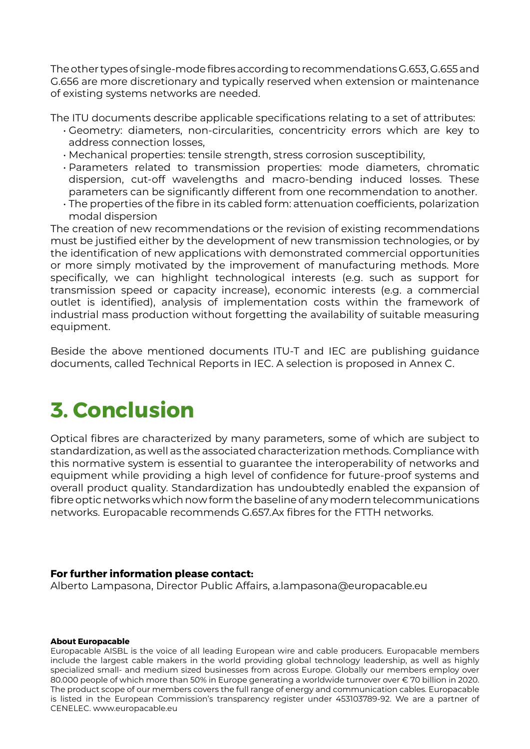The other types of single-mode fibres according to recommendations G.653, G.655 and G.656 are more discretionary and typically reserved when extension or maintenance of existing systems networks are needed.

The ITU documents describe applicable specifications relating to a set of attributes:

- Geometry: diameters, non-circularities, concentricity errors which are key to address connection losses,
- Mechanical properties: tensile strength, stress corrosion susceptibility,
- Parameters related to transmission properties: mode diameters, chromatic dispersion, cut-off wavelengths and macro-bending induced losses. These parameters can be significantly different from one recommendation to another.
- The properties of the fibre in its cabled form: attenuation coefficients, polarization modal dispersion

The creation of new recommendations or the revision of existing recommendations must be justified either by the development of new transmission technologies, or by the identification of new applications with demonstrated commercial opportunities or more simply motivated by the improvement of manufacturing methods. More specifically, we can highlight technological interests (e.g. such as support for transmission speed or capacity increase), economic interests (e.g. a commercial outlet is identified), analysis of implementation costs within the framework of industrial mass production without forgetting the availability of suitable measuring equipment.

Beside the above mentioned documents ITU-T and IEC are publishing guidance documents, called Technical Reports in IEC. A selection is proposed in Annex C.

# 3. Conclusion

Optical fibres are characterized by many parameters, some of which are subject to standardization, as well as the associated characterization methods. Compliance with this normative system is essential to guarantee the interoperability of networks and equipment while providing a high level of confidence for future-proof systems and overall product quality. Standardization has undoubtedly enabled the expansion of fibre optic networks which now form the baseline of any modern telecommunications networks. Europacable recommends G.657.Ax fibres for the FTTH networks.

**For further information please contact:**
Alberto Lampasona, Director Public Affairs, a.lampasona@europacable.eu

**About Europacable**

Europacable AISBL is the voice of all leading European wire and cable producers. Europacable members include the largest cable makers in the world providing global technology leadership, as well as highly specialized small- and medium sized businesses from across Europe. Globally our members employ over 80.000 people of which more than 50% in Europe generating a worldwide turnover over € 70 billion in 2020. The product scope of our members covers the full range of energy and communication cables. Europacable is listed in the European Commission's transparency register under 453103789-92. We are a partner of CENELEC. www.europacable.eu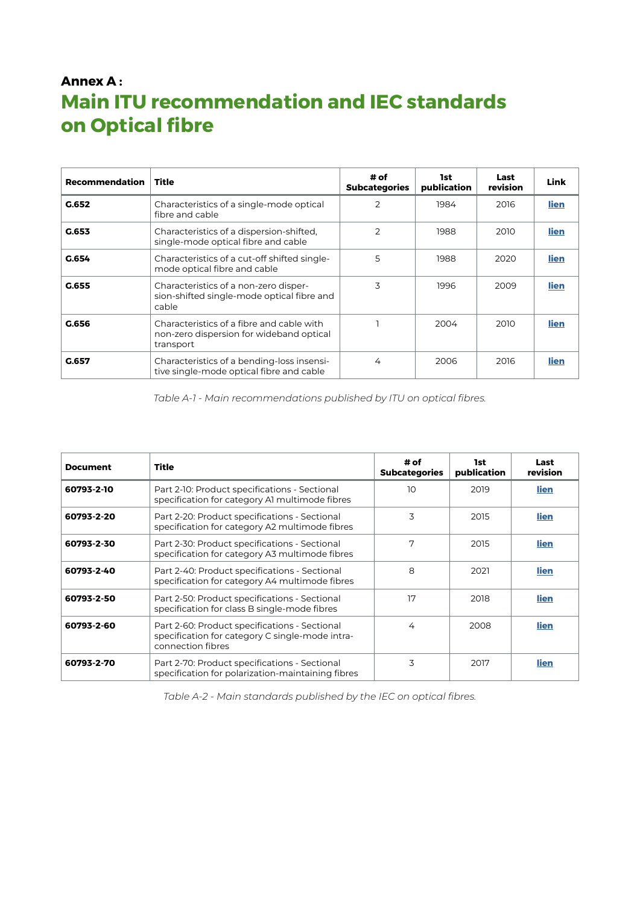**Annex A :**

# Main ITU recommendation and IEC standards on Optical fibre

| Recommendation | Title | # of Subcategories | 1st publication | Last revision | Link |
|---|---|---|---|---|---|
| **G.652** | Characteristics of a single-mode optical fibre and cable | 2 | 1984 | 2016 | **lien** |
| **G.653** | Characteristics of a dispersion-shifted, single-mode optical fibre and cable | 2 | 1988 | 2010 | **lien** |
| **G.654** | Characteristics of a cut-off shifted single-mode optical fibre and cable | 5 | 1988 | 2020 | **lien** |
| **G.655** | Characteristics of a non-zero dispersion-shifted single-mode optical fibre and cable | 3 | 1996 | 2009 | **lien** |
| **G.656** | Characteristics of a fibre and cable with non-zero dispersion for wideband optical transport | 1 | 2004 | 2010 | **lien** |
| **G.657** | Characteristics of a bending-loss insensitive single-mode optical fibre and cable | 4 | 2006 | 2016 | **lien** |

*Table A-1 - Main recommendations published by ITU on optical fibres.*

| Document | Title | # of Subcategories | 1st publication | Last revision |
|---|---|---|---|---|
| **60793-2-10** | Part 2-10: Product specifications - Sectional specification for category A1 multimode fibres | 10 | 2019 | **lien** |
| **60793-2-20** | Part 2-20: Product specifications - Sectional specification for category A2 multimode fibres | 3 | 2015 | **lien** |
| **60793-2-30** | Part 2-30: Product specifications - Sectional specification for category A3 multimode fibres | 7 | 2015 | **lien** |
| **60793-2-40** | Part 2-40: Product specifications - Sectional specification for category A4 multimode fibres | 8 | 2021 | **lien** |
| **60793-2-50** | Part 2-50: Product specifications - Sectional specification for class B single-mode fibres | 17 | 2018 | **lien** |
| **60793-2-60** | Part 2-60: Product specifications - Sectional specification for category C single-mode intra-connection fibres | 4 | 2008 | **lien** |
| **60793-2-70** | Part 2-70: Product specifications - Sectional specification for polarization-maintaining fibres | 3 | 2017 | **lien** |

*Table A-2 - Main standards published by the IEC on optical fibres.*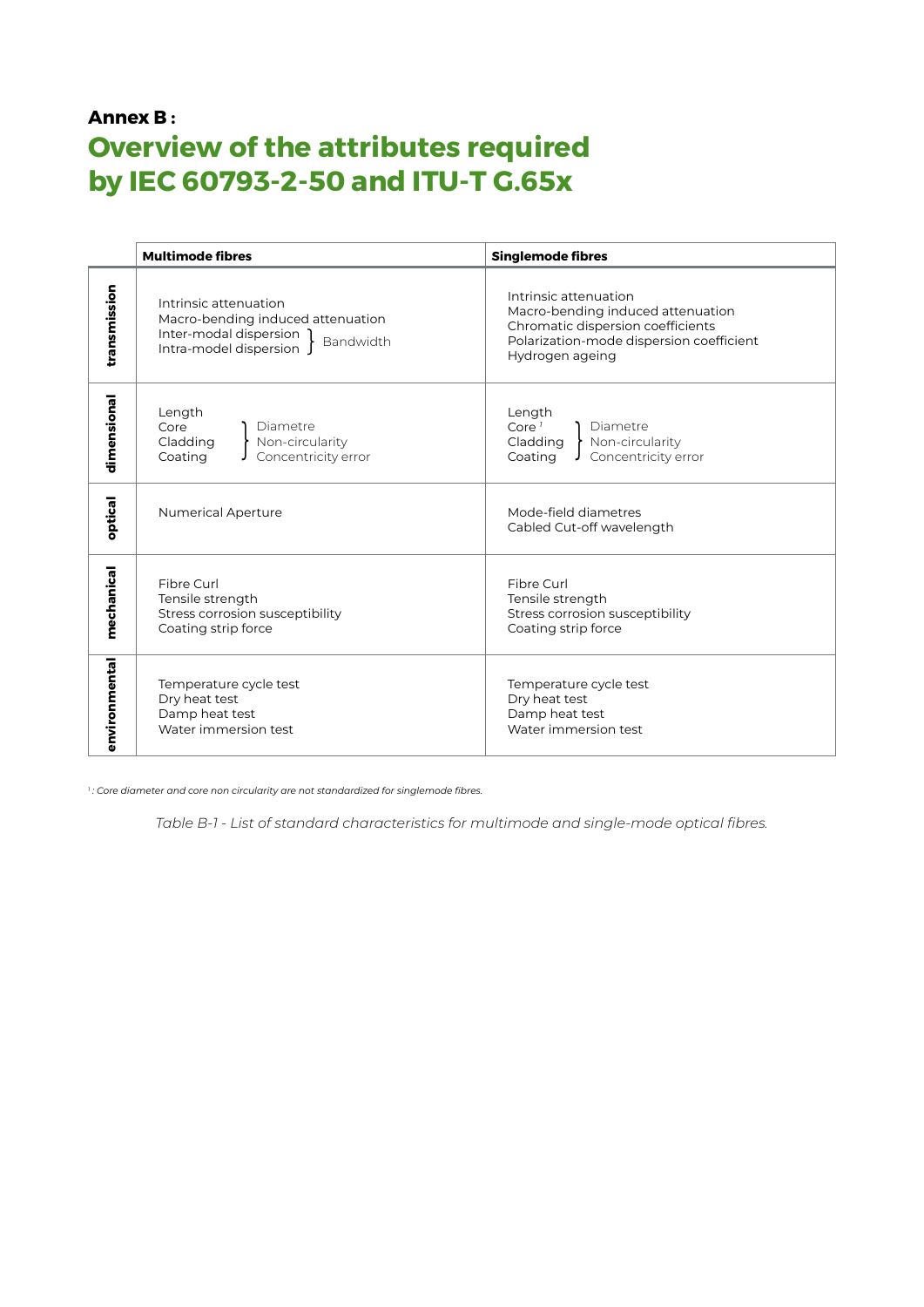**Annex B :**

# Overview of the attributes required by IEC 60793-2-50 and ITU-T G.65x

| | Multimode fibres | Singlemode fibres |
|---|---|---|
| **transmission** | Intrinsic attenuation<br>Macro-bending induced attenuation<br>Inter-modal dispersion } Bandwidth<br>Intra-model dispersion } Bandwidth | Intrinsic attenuation<br>Macro-bending induced attenuation<br>Chromatic dispersion coefficients<br>Polarization-mode dispersion coefficient<br>Hydrogen ageing |
| **dimensional** | Length<br>Core, Cladding, Coating: Diametre, Non-circularity, Concentricity error | Length<br>Core [1], Cladding, Coating: Diametre, Non-circularity, Concentricity error |
| **optical** | Numerical Aperture | Mode-field diametres<br>Cabled Cut-off wavelength |
| **mechanical** | Fibre Curl<br>Tensile strength<br>Stress corrosion susceptibility<br>Coating strip force | Fibre Curl<br>Tensile strength<br>Stress corrosion susceptibility<br>Coating strip force |
| **environmental** | Temperature cycle test<br>Dry heat test<br>Damp heat test<br>Water immersion test | Temperature cycle test<br>Dry heat test<br>Damp heat test<br>Water immersion test |

*[1] : Core diameter and core non circularity are not standardized for singlemode fibres.*

*Table B-1 - List of standard characteristics for multimode and single-mode optical fibres.*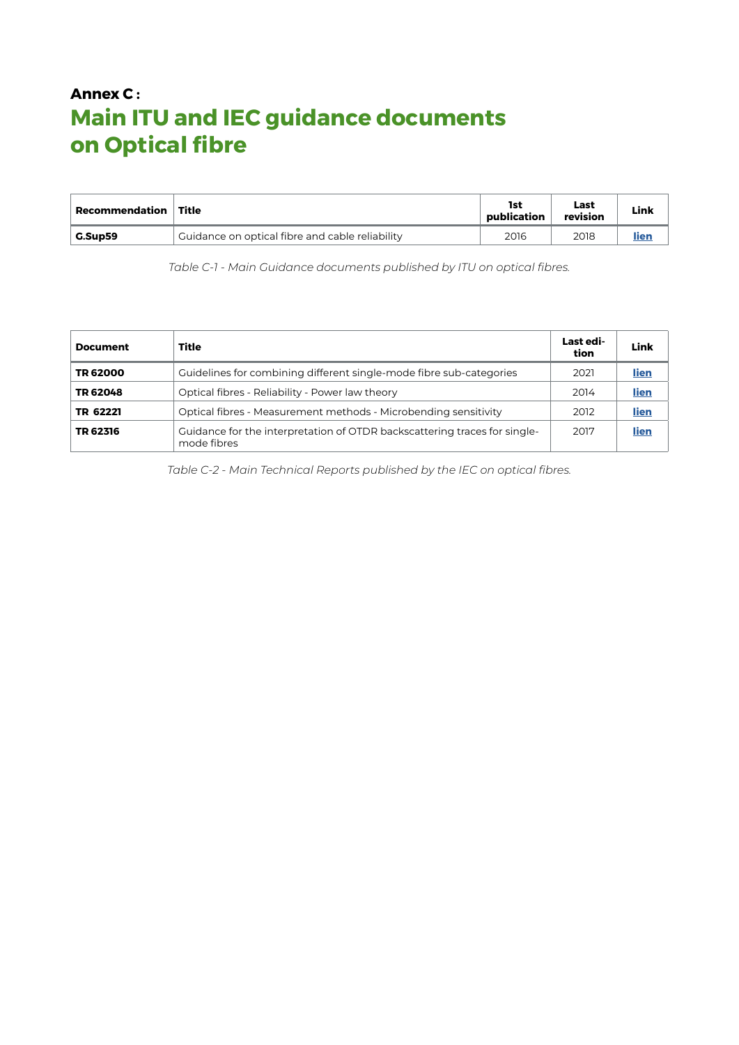**Annex C :**

# Main ITU and IEC guidance documents on Optical fibre

| Recommendation | Title | 1st publication | Last revision | Link |
|---|---|---|---|---|
| **G.Sup59** | Guidance on optical fibre and cable reliability | 2016 | 2018 | **lien** |

*Table C-1 - Main Guidance documents published by ITU on optical fibres.*

| Document | Title | Last edi-tion | Link |
|---|---|---|---|
| **TR 62000** | Guidelines for combining different single-mode fibre sub-categories | 2021 | **lien** |
| **TR 62048** | Optical fibres - Reliability - Power law theory | 2014 | **lien** |
| **TR 62221** | Optical fibres - Measurement methods - Microbending sensitivity | 2012 | **lien** |
| **TR 62316** | Guidance for the interpretation of OTDR backscattering traces for single-mode fibres | 2017 | **lien** |

*Table C-2 - Main Technical Reports published by the IEC on optical fibres.*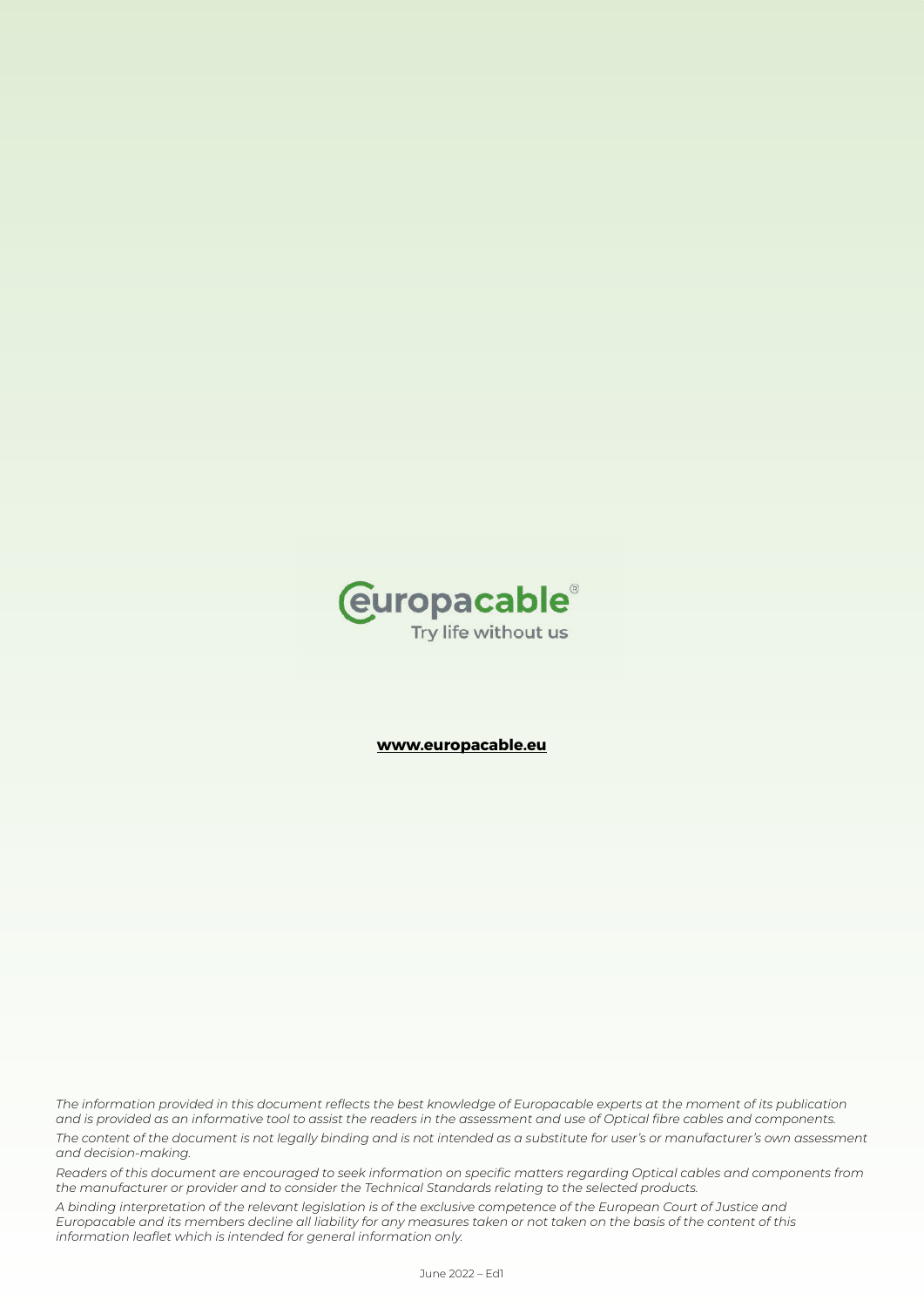europacable
Try life without us

**[www.europacable.eu](http://www.europacable.eu)**

*The information provided in this document reflects the best knowledge of Europacable experts at the moment of its publication and is provided as an informative tool to assist the readers in the assessment and use of Optical fibre cables and components.*

*The content of the document is not legally binding and is not intended as a substitute for user's or manufacturer's own assessment and decision-making.*

*Readers of this document are encouraged to seek information on specific matters regarding Optical cables and components from the manufacturer or provider and to consider the Technical Standards relating to the selected products.*

*A binding interpretation of the relevant legislation is of the exclusive competence of the European Court of Justice and Europacable and its members decline all liability for any measures taken or not taken on the basis of the content of this information leaflet which is intended for general information only.*

June 2022 – Ed1